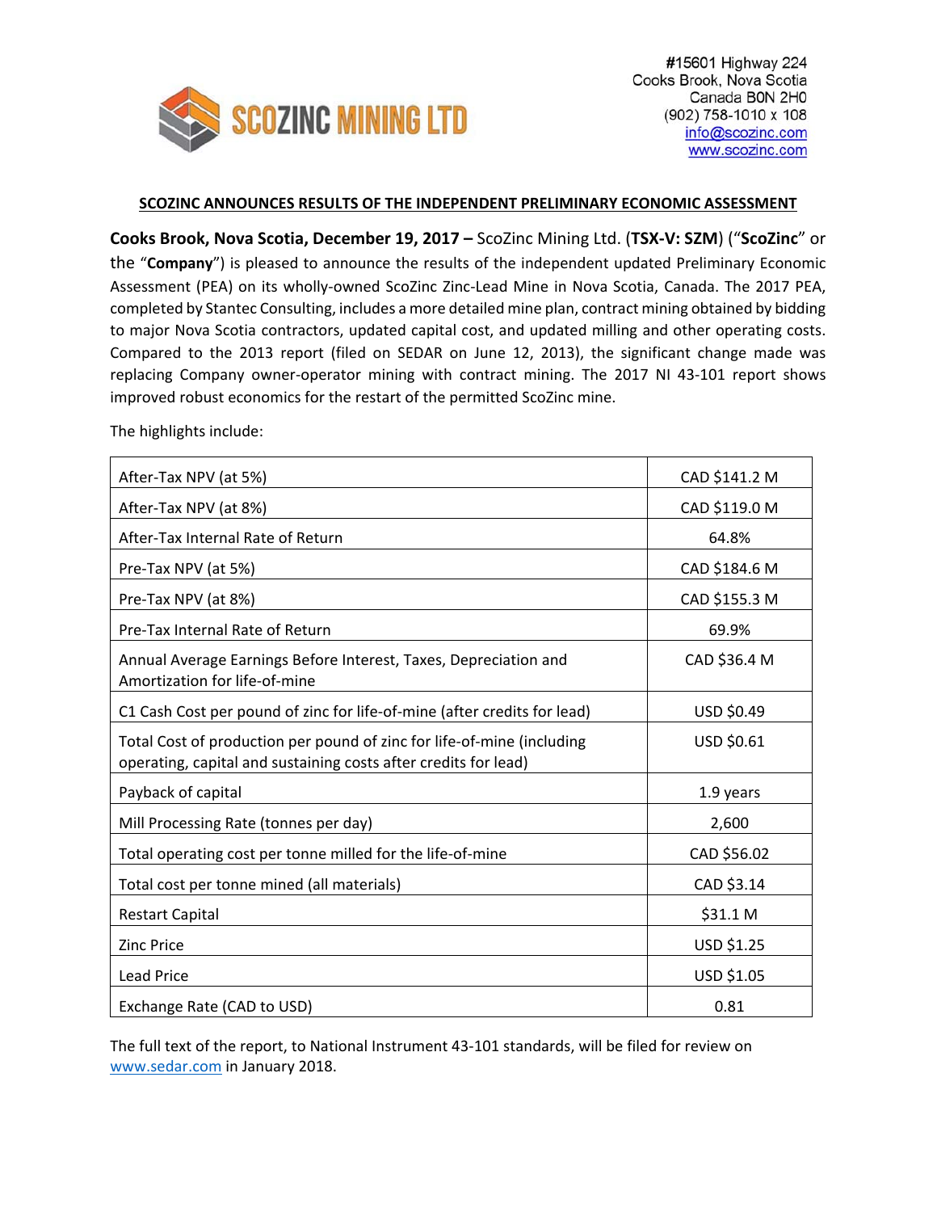**SCOZINC MINING LTD**

#15601 Highway 224
Cooks Brook, Nova Scotia
Canada B0N 2H0
(902) 758-1010 x 108
info@scozinc.com
www.scozinc.com

# SCOZINC ANNOUNCES RESULTS OF THE INDEPENDENT PRELIMINARY ECONOMIC ASSESSMENT

**Cooks Brook, Nova Scotia, December 19, 2017 –** ScoZinc Mining Ltd. (**TSX-V: SZM**) ("**ScoZinc**" or the "**Company**") is pleased to announce the results of the independent updated Preliminary Economic Assessment (PEA) on its wholly-owned ScoZinc Zinc-Lead Mine in Nova Scotia, Canada. The 2017 PEA, completed by Stantec Consulting, includes a more detailed mine plan, contract mining obtained by bidding to major Nova Scotia contractors, updated capital cost, and updated milling and other operating costs. Compared to the 2013 report (filed on SEDAR on June 12, 2013), the significant change made was replacing Company owner-operator mining with contract mining. The 2017 NI 43-101 report shows improved robust economics for the restart of the permitted ScoZinc mine.

The highlights include:

| | |
|---|---|
| After-Tax NPV (at 5%) | CAD $141.2 M |
| After-Tax NPV (at 8%) | CAD $119.0 M |
| After-Tax Internal Rate of Return | 64.8% |
| Pre-Tax NPV (at 5%) | CAD $184.6 M |
| Pre-Tax NPV (at 8%) | CAD $155.3 M |
| Pre-Tax Internal Rate of Return | 69.9% |
| Annual Average Earnings Before Interest, Taxes, Depreciation and Amortization for life-of-mine | CAD $36.4 M |
| C1 Cash Cost per pound of zinc for life-of-mine (after credits for lead) | USD $0.49 |
| Total Cost of production per pound of zinc for life-of-mine (including operating, capital and sustaining costs after credits for lead) | USD $0.61 |
| Payback of capital | 1.9 years |
| Mill Processing Rate (tonnes per day) | 2,600 |
| Total operating cost per tonne milled for the life-of-mine | CAD $56.02 |
| Total cost per tonne mined (all materials) | CAD $3.14 |
| Restart Capital | $31.1 M |
| Zinc Price | USD $1.25 |
| Lead Price | USD $1.05 |
| Exchange Rate (CAD to USD) | 0.81 |

The full text of the report, to National Instrument 43-101 standards, will be filed for review on www.sedar.com in January 2018.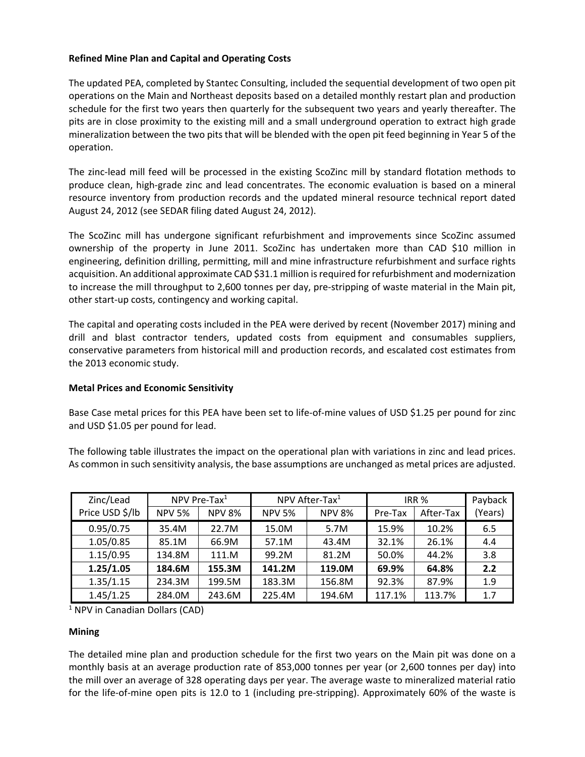**Refined Mine Plan and Capital and Operating Costs**

The updated PEA, completed by Stantec Consulting, included the sequential development of two open pit operations on the Main and Northeast deposits based on a detailed monthly restart plan and production schedule for the first two years then quarterly for the subsequent two years and yearly thereafter. The pits are in close proximity to the existing mill and a small underground operation to extract high grade mineralization between the two pits that will be blended with the open pit feed beginning in Year 5 of the operation.

The zinc-lead mill feed will be processed in the existing ScoZinc mill by standard flotation methods to produce clean, high-grade zinc and lead concentrates. The economic evaluation is based on a mineral resource inventory from production records and the updated mineral resource technical report dated August 24, 2012 (see SEDAR filing dated August 24, 2012).

The ScoZinc mill has undergone significant refurbishment and improvements since ScoZinc assumed ownership of the property in June 2011. ScoZinc has undertaken more than CAD $10 million in engineering, definition drilling, permitting, mill and mine infrastructure refurbishment and surface rights acquisition. An additional approximate CAD $31.1 million is required for refurbishment and modernization to increase the mill throughput to 2,600 tonnes per day, pre-stripping of waste material in the Main pit, other start-up costs, contingency and working capital.

The capital and operating costs included in the PEA were derived by recent (November 2017) mining and drill and blast contractor tenders, updated costs from equipment and consumables suppliers, conservative parameters from historical mill and production records, and escalated cost estimates from the 2013 economic study.

**Metal Prices and Economic Sensitivity**

Base Case metal prices for this PEA have been set to life-of-mine values of USD $1.25 per pound for zinc and USD $1.05 per pound for lead.

The following table illustrates the impact on the operational plan with variations in zinc and lead prices. As common in such sensitivity analysis, the base assumptions are unchanged as metal prices are adjusted.

| Zinc/Lead Price USD $/lb | NPV Pre-Tax[1] | | NPV After-Tax[1] | | IRR % | | Payback (Years) |
|---|---|---|---|---|---|---|---|
| | NPV 5% | NPV 8% | NPV 5% | NPV 8% | Pre-Tax | After-Tax | |
| 0.95/0.75 | 35.4M | 22.7M | 15.0M | 5.7M | 15.9% | 10.2% | 6.5 |
| 1.05/0.85 | 85.1M | 66.9M | 57.1M | 43.4M | 32.1% | 26.1% | 4.4 |
| 1.15/0.95 | 134.8M | 111.M | 99.2M | 81.2M | 50.0% | 44.2% | 3.8 |
| **1.25/1.05** | **184.6M** | **155.3M** | **141.2M** | **119.0M** | **69.9%** | **64.8%** | **2.2** |
| 1.35/1.15 | 234.3M | 199.5M | 183.3M | 156.8M | 92.3% | 87.9% | 1.9 |
| 1.45/1.25 | 284.0M | 243.6M | 225.4M | 194.6M | 117.1% | 113.7% | 1.7 |

[1] NPV in Canadian Dollars (CAD)

**Mining**

The detailed mine plan and production schedule for the first two years on the Main pit was done on a monthly basis at an average production rate of 853,000 tonnes per year (or 2,600 tonnes per day) into the mill over an average of 328 operating days per year. The average waste to mineralized material ratio for the life-of-mine open pits is 12.0 to 1 (including pre-stripping). Approximately 60% of the waste is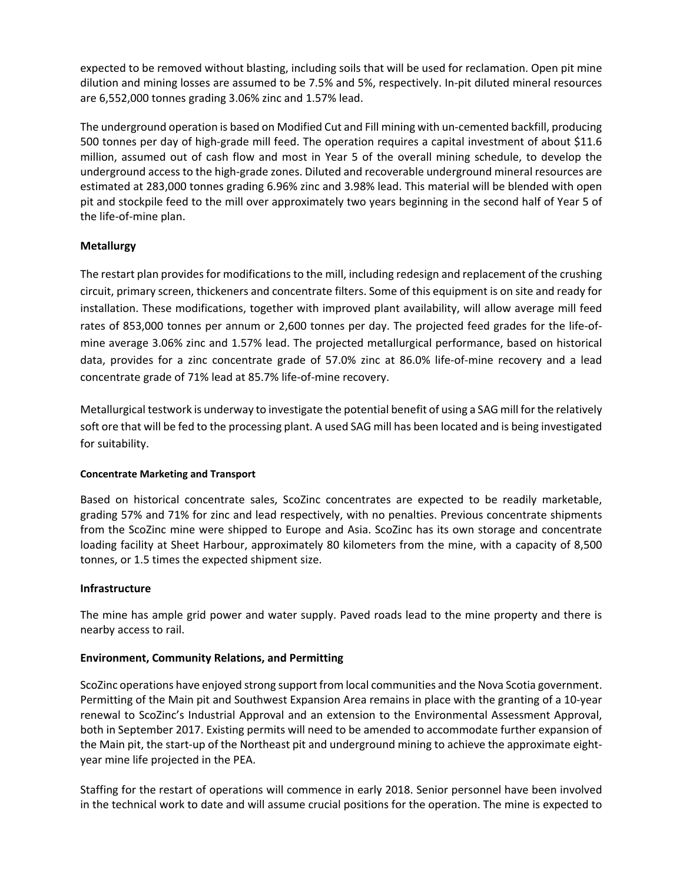expected to be removed without blasting, including soils that will be used for reclamation. Open pit mine dilution and mining losses are assumed to be 7.5% and 5%, respectively. In-pit diluted mineral resources are 6,552,000 tonnes grading 3.06% zinc and 1.57% lead.

The underground operation is based on Modified Cut and Fill mining with un-cemented backfill, producing 500 tonnes per day of high-grade mill feed. The operation requires a capital investment of about $11.6 million, assumed out of cash flow and most in Year 5 of the overall mining schedule, to develop the underground access to the high-grade zones. Diluted and recoverable underground mineral resources are estimated at 283,000 tonnes grading 6.96% zinc and 3.98% lead. This material will be blended with open pit and stockpile feed to the mill over approximately two years beginning in the second half of Year 5 of the life-of-mine plan.

**Metallurgy**

The restart plan provides for modifications to the mill, including redesign and replacement of the crushing circuit, primary screen, thickeners and concentrate filters. Some of this equipment is on site and ready for installation. These modifications, together with improved plant availability, will allow average mill feed rates of 853,000 tonnes per annum or 2,600 tonnes per day. The projected feed grades for the life-of-mine average 3.06% zinc and 1.57% lead. The projected metallurgical performance, based on historical data, provides for a zinc concentrate grade of 57.0% zinc at 86.0% life-of-mine recovery and a lead concentrate grade of 71% lead at 85.7% life-of-mine recovery.

Metallurgical testwork is underway to investigate the potential benefit of using a SAG mill for the relatively soft ore that will be fed to the processing plant. A used SAG mill has been located and is being investigated for suitability.

**Concentrate Marketing and Transport**

Based on historical concentrate sales, ScoZinc concentrates are expected to be readily marketable, grading 57% and 71% for zinc and lead respectively, with no penalties. Previous concentrate shipments from the ScoZinc mine were shipped to Europe and Asia. ScoZinc has its own storage and concentrate loading facility at Sheet Harbour, approximately 80 kilometers from the mine, with a capacity of 8,500 tonnes, or 1.5 times the expected shipment size.

**Infrastructure**

The mine has ample grid power and water supply. Paved roads lead to the mine property and there is nearby access to rail.

**Environment, Community Relations, and Permitting**

ScoZinc operations have enjoyed strong support from local communities and the Nova Scotia government. Permitting of the Main pit and Southwest Expansion Area remains in place with the granting of a 10-year renewal to ScoZinc's Industrial Approval and an extension to the Environmental Assessment Approval, both in September 2017. Existing permits will need to be amended to accommodate further expansion of the Main pit, the start-up of the Northeast pit and underground mining to achieve the approximate eight-year mine life projected in the PEA.

Staffing for the restart of operations will commence in early 2018. Senior personnel have been involved in the technical work to date and will assume crucial positions for the operation. The mine is expected to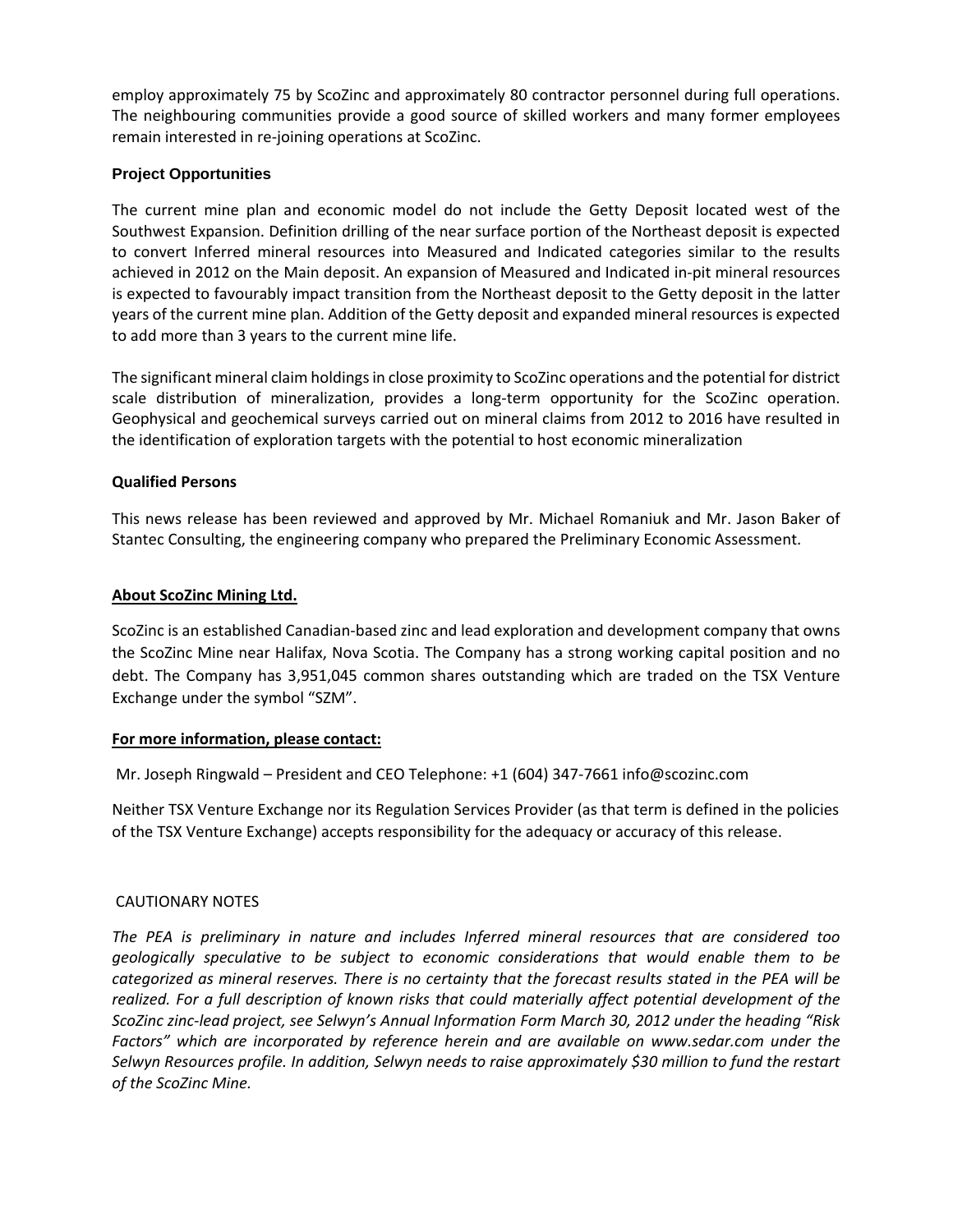employ approximately 75 by ScoZinc and approximately 80 contractor personnel during full operations. The neighbouring communities provide a good source of skilled workers and many former employees remain interested in re-joining operations at ScoZinc.

### Project Opportunities

The current mine plan and economic model do not include the Getty Deposit located west of the Southwest Expansion. Definition drilling of the near surface portion of the Northeast deposit is expected to convert Inferred mineral resources into Measured and Indicated categories similar to the results achieved in 2012 on the Main deposit. An expansion of Measured and Indicated in-pit mineral resources is expected to favourably impact transition from the Northeast deposit to the Getty deposit in the latter years of the current mine plan. Addition of the Getty deposit and expanded mineral resources is expected to add more than 3 years to the current mine life.

The significant mineral claim holdings in close proximity to ScoZinc operations and the potential for district scale distribution of mineralization, provides a long-term opportunity for the ScoZinc operation. Geophysical and geochemical surveys carried out on mineral claims from 2012 to 2016 have resulted in the identification of exploration targets with the potential to host economic mineralization

### Qualified Persons

This news release has been reviewed and approved by Mr. Michael Romaniuk and Mr. Jason Baker of Stantec Consulting, the engineering company who prepared the Preliminary Economic Assessment.

### About ScoZinc Mining Ltd.

ScoZinc is an established Canadian-based zinc and lead exploration and development company that owns the ScoZinc Mine near Halifax, Nova Scotia. The Company has a strong working capital position and no debt. The Company has 3,951,045 common shares outstanding which are traded on the TSX Venture Exchange under the symbol "SZM".

**For more information, please contact:**

Mr. Joseph Ringwald – President and CEO Telephone: +1 (604) 347-7661 info@scozinc.com

Neither TSX Venture Exchange nor its Regulation Services Provider (as that term is defined in the policies of the TSX Venture Exchange) accepts responsibility for the adequacy or accuracy of this release.

CAUTIONARY NOTES

*The PEA is preliminary in nature and includes Inferred mineral resources that are considered too geologically speculative to be subject to economic considerations that would enable them to be categorized as mineral reserves. There is no certainty that the forecast results stated in the PEA will be realized. For a full description of known risks that could materially affect potential development of the ScoZinc zinc-lead project, see Selwyn's Annual Information Form March 30, 2012 under the heading "Risk Factors" which are incorporated by reference herein and are available on www.sedar.com under the Selwyn Resources profile. In addition, Selwyn needs to raise approximately $30 million to fund the restart of the ScoZinc Mine.*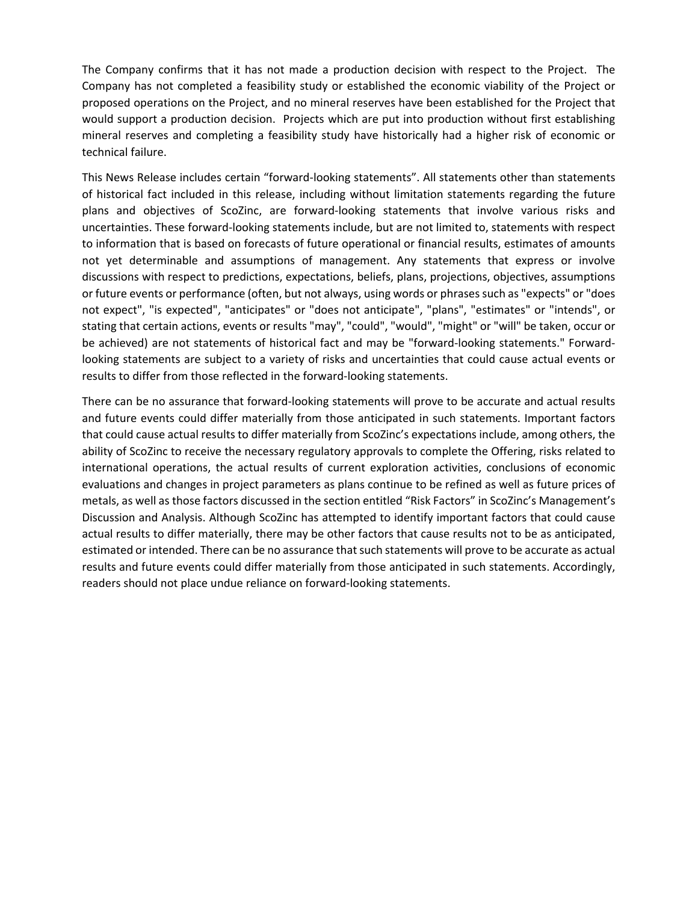The Company confirms that it has not made a production decision with respect to the Project. The Company has not completed a feasibility study or established the economic viability of the Project or proposed operations on the Project, and no mineral reserves have been established for the Project that would support a production decision. Projects which are put into production without first establishing mineral reserves and completing a feasibility study have historically had a higher risk of economic or technical failure.

This News Release includes certain "forward-looking statements". All statements other than statements of historical fact included in this release, including without limitation statements regarding the future plans and objectives of ScoZinc, are forward-looking statements that involve various risks and uncertainties. These forward-looking statements include, but are not limited to, statements with respect to information that is based on forecasts of future operational or financial results, estimates of amounts not yet determinable and assumptions of management. Any statements that express or involve discussions with respect to predictions, expectations, beliefs, plans, projections, objectives, assumptions or future events or performance (often, but not always, using words or phrases such as "expects" or "does not expect", "is expected", "anticipates" or "does not anticipate", "plans", "estimates" or "intends", or stating that certain actions, events or results "may", "could", "would", "might" or "will" be taken, occur or be achieved) are not statements of historical fact and may be "forward-looking statements." Forward-looking statements are subject to a variety of risks and uncertainties that could cause actual events or results to differ from those reflected in the forward-looking statements.

There can be no assurance that forward-looking statements will prove to be accurate and actual results and future events could differ materially from those anticipated in such statements. Important factors that could cause actual results to differ materially from ScoZinc's expectations include, among others, the ability of ScoZinc to receive the necessary regulatory approvals to complete the Offering, risks related to international operations, the actual results of current exploration activities, conclusions of economic evaluations and changes in project parameters as plans continue to be refined as well as future prices of metals, as well as those factors discussed in the section entitled "Risk Factors" in ScoZinc's Management's Discussion and Analysis. Although ScoZinc has attempted to identify important factors that could cause actual results to differ materially, there may be other factors that cause results not to be as anticipated, estimated or intended. There can be no assurance that such statements will prove to be accurate as actual results and future events could differ materially from those anticipated in such statements. Accordingly, readers should not place undue reliance on forward-looking statements.